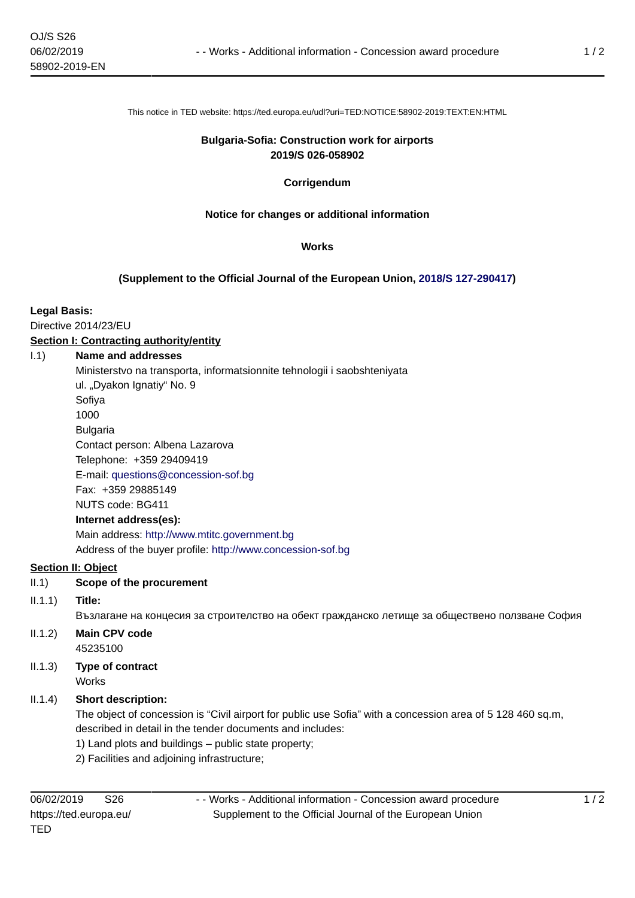This notice in TED website: https://ted.europa.eu/udl?uri=TED:NOTICE:58902-2019:TEXT:EN:HTML

**Bulgaria-Sofia: Construction work for airports**
**2019/S 026-058902**

**Corrigendum**

**Notice for changes or additional information**

**Works**

**(Supplement to the Official Journal of the European Union, 2018/S 127-290417)**

**Legal Basis:**

Directive 2014/23/EU

**Section I: Contracting authority/entity**

I.1) **Name and addresses**

Ministerstvo na transporta, informatsionnite tehnologii i saobshteniyata
ul. „Dyakon Ignatiy" No. 9
Sofiya
1000
Bulgaria
Contact person: Albena Lazarova
Telephone: +359 29409419
E-mail: questions@concession-sof.bg
Fax: +359 29885149
NUTS code: BG411

**Internet address(es):**

Main address: http://www.mtitc.government.bg
Address of the buyer profile: http://www.concession-sof.bg

**Section II: Object**

II.1) **Scope of the procurement**

II.1.1) **Title:**

Възлагане на концесия за строителство на обект гражданско летище за обществено ползване София

II.1.2) **Main CPV code**

45235100

II.1.3) **Type of contract**

Works

II.1.4) **Short description:**

The object of concession is "Civil airport for public use Sofia" with a concession area of 5 128 460 sq.m, described in detail in the tender documents and includes:

1) Land plots and buildings – public state property;
2) Facilities and adjoining infrastructure;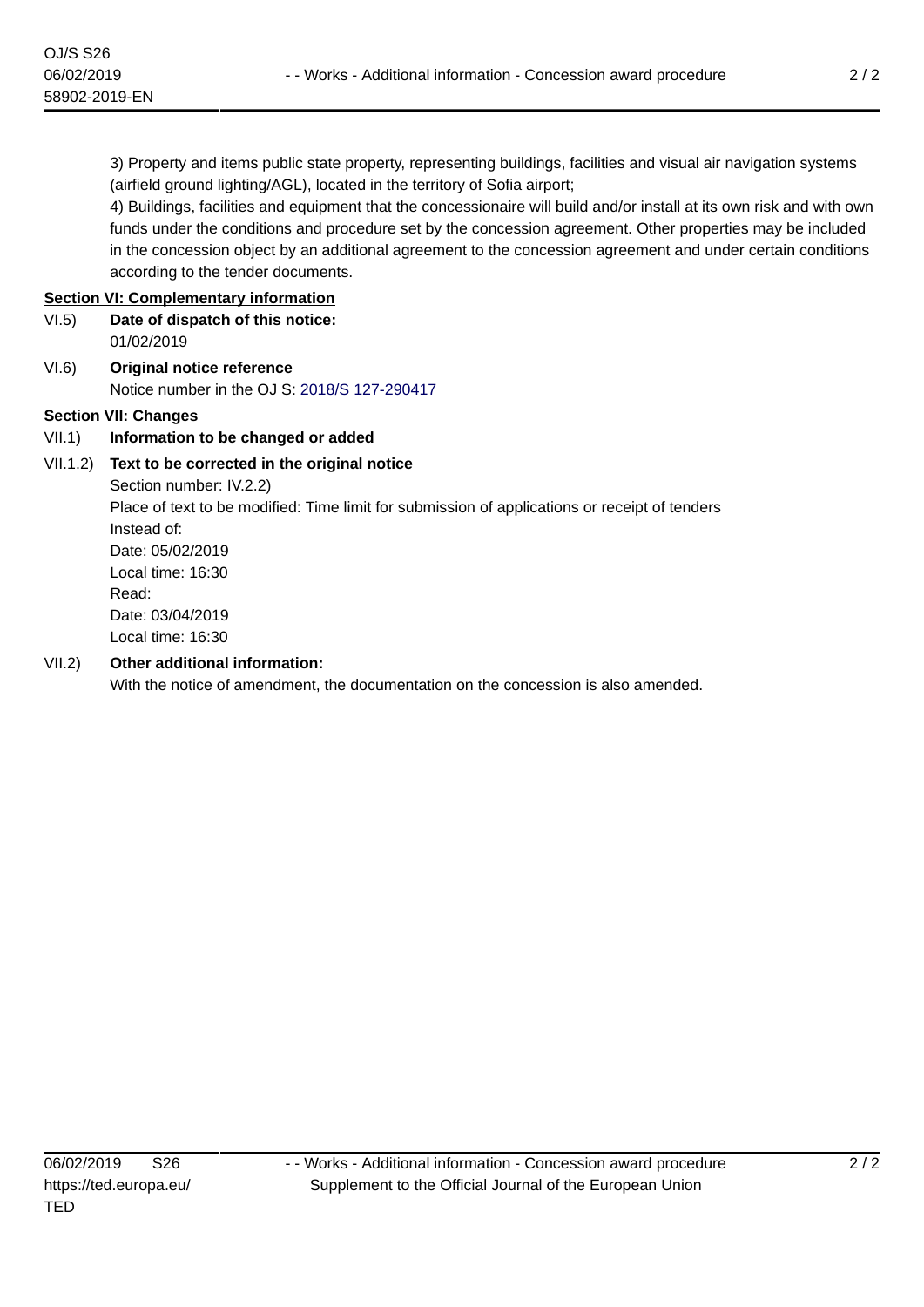3) Property and items public state property, representing buildings, facilities and visual air navigation systems (airfield ground lighting/AGL), located in the territory of Sofia airport;

4) Buildings, facilities and equipment that the concessionaire will build and/or install at its own risk and with own funds under the conditions and procedure set by the concession agreement. Other properties may be included in the concession object by an additional agreement to the concession agreement and under certain conditions according to the tender documents.

## Section VI: Complementary information

VI.5) **Date of dispatch of this notice:**
01/02/2019

VI.6) **Original notice reference**
Notice number in the OJ S: 2018/S 127-290417

## Section VII: Changes

VII.1) **Information to be changed or added**

VII.1.2) **Text to be corrected in the original notice**
Section number: IV.2.2)
Place of text to be modified: Time limit for submission of applications or receipt of tenders
Instead of:
Date: 05/02/2019
Local time: 16:30
Read:
Date: 03/04/2019
Local time: 16:30

VII.2) **Other additional information:**
With the notice of amendment, the documentation on the concession is also amended.